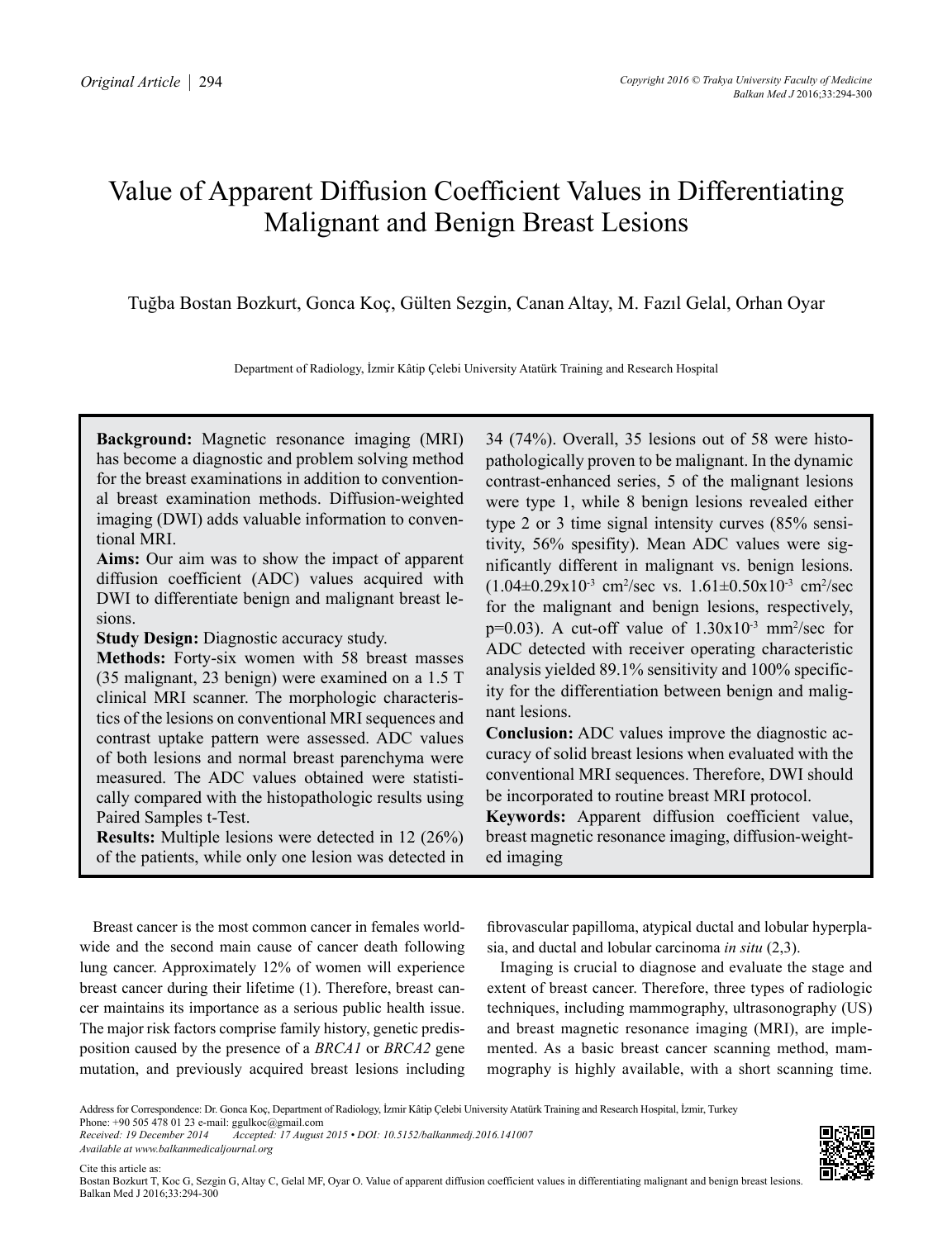# Value of Apparent Diffusion Coefficient Values in Differentiating Malignant and Benign Breast Lesions

Tuğba Bostan Bozkurt, Gonca Koç, Gülten Sezgin, Canan Altay, M. Fazıl Gelal, Orhan Oyar

Department of Radiology, İzmir Kâtip Çelebi University Atatürk Training and Research Hospital

**Background:** Magnetic resonance imaging (MRI) has become a diagnostic and problem solving method for the breast examinations in addition to conventional breast examination methods. Diffusion-weighted imaging (DWI) adds valuable information to conventional MRI.

**Aims:** Our aim was to show the impact of apparent diffusion coefficient (ADC) values acquired with DWI to differentiate benign and malignant breast lesions.

**Study Design:** Diagnostic accuracy study.

**Methods:** Forty-six women with 58 breast masses (35 malignant, 23 benign) were examined on a 1.5 T clinical MRI scanner. The morphologic characteristics of the lesions on conventional MRI sequences and contrast uptake pattern were assessed. ADC values of both lesions and normal breast parenchyma were measured. The ADC values obtained were statistically compared with the histopathologic results using Paired Samples t-Test.

**Results:** Multiple lesions were detected in 12 (26%) of the patients, while only one lesion was detected in 34 (74%). Overall, 35 lesions out of 58 were histopathologically proven to be malignant. In the dynamic contrast-enhanced series, 5 of the malignant lesions were type 1, while 8 benign lesions revealed either type 2 or 3 time signal intensity curves (85% sensitivity, 56% spesifity). Mean ADC values were significantly different in malignant vs. benign lesions. ($1.04\pm0.29\times10^{-3}$ $cm^2$/sec vs. $1.61\pm0.50\times10^{-3}$ $cm^2$/sec for the malignant and benign lesions, respectively, p=0.03). A cut-off value of $1.30\times10^{-3}$ $mm^2$/sec for ADC detected with receiver operating characteristic analysis yielded 89.1% sensitivity and 100% specificity for the differentiation between benign and malignant lesions.

**Conclusion:** ADC values improve the diagnostic accuracy of solid breast lesions when evaluated with the conventional MRI sequences. Therefore, DWI should be incorporated to routine breast MRI protocol.

**Keywords:** Apparent diffusion coefficient value, breast magnetic resonance imaging, diffusion-weighted imaging

Breast cancer is the most common cancer in females worldwide and the second main cause of cancer death following lung cancer. Approximately 12% of women will experience breast cancer during their lifetime (1). Therefore, breast cancer maintains its importance as a serious public health issue. The major risk factors comprise family history, genetic predisposition caused by the presence of a *BRCA1* or *BRCA2* gene mutation, and previously acquired breast lesions including fibrovascular papilloma, atypical ductal and lobular hyperplasia, and ductal and lobular carcinoma *in situ* (2,3).

Imaging is crucial to diagnose and evaluate the stage and extent of breast cancer. Therefore, three types of radiologic techniques, including mammography, ultrasonography (US) and breast magnetic resonance imaging (MRI), are implemented. As a basic breast cancer scanning method, mammography is highly available, with a short scanning time.

Address for Correspondence: Dr. Gonca Koç, Department of Radiology, İzmir Kâtip Çelebi University Atatürk Training and Research Hospital, İzmir, Turkey
Phone: +90 505 478 01 23 e-mail: ggulkoc@gmail.com
*Received: 19 December 2014 Accepted: 17 August 2015 • DOI: 10.5152/balkanmedj.2016.141007*
*Available at www.balkanmedicaljournal.org*

Cite this article as:
Bostan Bozkurt T, Koc G, Sezgin G, Altay C, Gelal MF, Oyar O. Value of apparent diffusion coefficient values in differentiating malignant and benign breast lesions. Balkan Med J 2016;33:294-300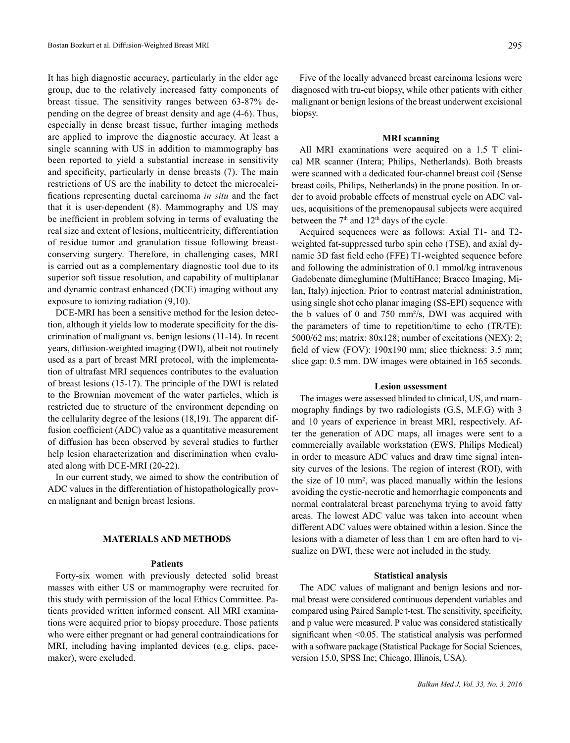It has high diagnostic accuracy, particularly in the elder age group, due to the relatively increased fatty components of breast tissue. The sensitivity ranges between 63-87% depending on the degree of breast density and age (4-6). Thus, especially in dense breast tissue, further imaging methods are applied to improve the diagnostic accuracy. At least a single scanning with US in addition to mammography has been reported to yield a substantial increase in sensitivity and specificity, particularly in dense breasts (7). The main restrictions of US are the inability to detect the microcalcifications representing ductal carcinoma *in situ* and the fact that it is user-dependent (8). Mammography and US may be inefficient in problem solving in terms of evaluating the real size and extent of lesions, multicentricity, differentiation of residue tumor and granulation tissue following breast-conserving surgery. Therefore, in challenging cases, MRI is carried out as a complementary diagnostic tool due to its superior soft tissue resolution, and capability of multiplanar and dynamic contrast enhanced (DCE) imaging without any exposure to ionizing radiation (9,10).

DCE-MRI has been a sensitive method for the lesion detection, although it yields low to moderate specificity for the discrimination of malignant vs. benign lesions (11-14). In recent years, diffusion-weighted imaging (DWI), albeit not routinely used as a part of breast MRI protocol, with the implementation of ultrafast MRI sequences contributes to the evaluation of breast lesions (15-17). The principle of the DWI is related to the Brownian movement of the water particles, which is restricted due to structure of the environment depending on the cellularity degree of the lesions (18,19). The apparent diffusion coefficient (ADC) value as a quantitative measurement of diffusion has been observed by several studies to further help lesion characterization and discrimination when evaluated along with DCE-MRI (20-22).

In our current study, we aimed to show the contribution of ADC values in the differentiation of histopathologically proven malignant and benign breast lesions.

## MATERIALS AND METHODS

### Patients

Forty-six women with previously detected solid breast masses with either US or mammography were recruited for this study with permission of the local Ethics Committee. Patients provided written informed consent. All MRI examinations were acquired prior to biopsy procedure. Those patients who were either pregnant or had general contraindications for MRI, including having implanted devices (e.g. clips, pacemaker), were excluded.

Five of the locally advanced breast carcinoma lesions were diagnosed with tru-cut biopsy, while other patients with either malignant or benign lesions of the breast underwent excisional biopsy.

### MRI scanning

All MRI examinations were acquired on a 1.5 T clinical MR scanner (Intera; Philips, Netherlands). Both breasts were scanned with a dedicated four-channel breast coil (Sense breast coils, Philips, Netherlands) in the prone position. In order to avoid probable effects of menstrual cycle on ADC values, acquisitions of the premenopausal subjects were acquired between the 7th and 12th days of the cycle.

Acquired sequences were as follows: Axial T1- and T2-weighted fat-suppressed turbo spin echo (TSE), and axial dynamic 3D fast field echo (FFE) T1-weighted sequence before and following the administration of 0.1 mmol/kg intravenous Gadobenate dimeglumine (MultiHance; Bracco Imaging, Milan, Italy) injection. Prior to contrast material administration, using single shot echo planar imaging (SS-EPI) sequence with the b values of 0 and 750 mm²/s, DWI was acquired with the parameters of time to repetition/time to echo (TR/TE): 5000/62 ms; matrix: 80x128; number of excitations (NEX): 2; field of view (FOV): 190x190 mm; slice thickness: 3.5 mm; slice gap: 0.5 mm. DW images were obtained in 165 seconds.

### Lesion assessment

The images were assessed blinded to clinical, US, and mammography findings by two radiologists (G.S, M.F.G) with 3 and 10 years of experience in breast MRI, respectively. After the generation of ADC maps, all images were sent to a commercially available workstation (EWS, Philips Medical) in order to measure ADC values and draw time signal intensity curves of the lesions. The region of interest (ROI), with the size of 10 mm², was placed manually within the lesions avoiding the cystic-necrotic and hemorrhagic components and normal contralateral breast parenchyma trying to avoid fatty areas. The lowest ADC value was taken into account when different ADC values were obtained within a lesion. Since the lesions with a diameter of less than 1 cm are often hard to visualize on DWI, these were not included in the study.

### Statistical analysis

The ADC values of malignant and benign lesions and normal breast were considered continuous dependent variables and compared using Paired Sample t-test. The sensitivity, specificity, and p value were measured. P value was considered statistically significant when <0.05. The statistical analysis was performed with a software package (Statistical Package for Social Sciences, version 15.0, SPSS Inc; Chicago, Illinois, USA).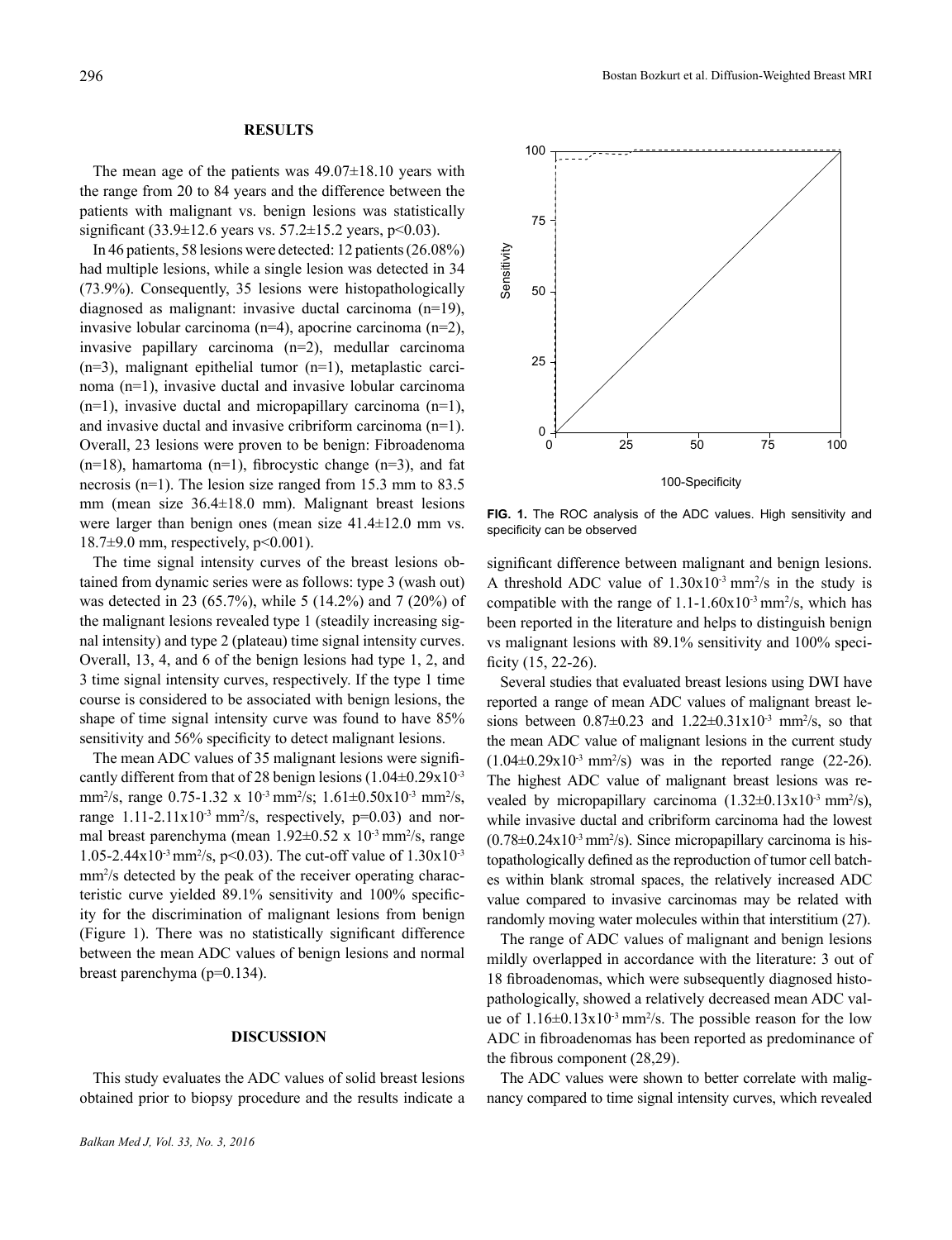## RESULTS

The mean age of the patients was 49.07±18.10 years with the range from 20 to 84 years and the difference between the patients with malignant vs. benign lesions was statistically significant (33.9±12.6 years vs. 57.2±15.2 years, $p<0.03$).

In 46 patients, 58 lesions were detected: 12 patients (26.08%) had multiple lesions, while a single lesion was detected in 34 (73.9%). Consequently, 35 lesions were histopathologically diagnosed as malignant: invasive ductal carcinoma (n=19), invasive lobular carcinoma (n=4), apocrine carcinoma (n=2), invasive papillary carcinoma (n=2), medullar carcinoma (n=3), malignant epithelial tumor (n=1), metaplastic carcinoma (n=1), invasive ductal and invasive lobular carcinoma (n=1), invasive ductal and micropapillary carcinoma (n=1), and invasive ductal and invasive cribriform carcinoma (n=1). Overall, 23 lesions were proven to be benign: Fibroadenoma (n=18), hamartoma (n=1), fibrocystic change (n=3), and fat necrosis (n=1). The lesion size ranged from 15.3 mm to 83.5 mm (mean size 36.4±18.0 mm). Malignant breast lesions were larger than benign ones (mean size 41.4±12.0 mm vs. 18.7±9.0 mm, respectively, $p<0.001$).

The time signal intensity curves of the breast lesions obtained from dynamic series were as follows: type 3 (wash out) was detected in 23 (65.7%), while 5 (14.2%) and 7 (20%) of the malignant lesions revealed type 1 (steadily increasing signal intensity) and type 2 (plateau) time signal intensity curves. Overall, 13, 4, and 6 of the benign lesions had type 1, 2, and 3 time signal intensity curves, respectively. If the type 1 time course is considered to be associated with benign lesions, the shape of time signal intensity curve was found to have 85% sensitivity and 56% specificity to detect malignant lesions.

The mean ADC values of 35 malignant lesions were significantly different from that of 28 benign lesions ($1.04\pm0.29\times10^{-3}$ mm$^2$/s, range 0.75-1.32 x $10^{-3}$ mm$^2$/s; $1.61\pm0.50\times10^{-3}$ mm$^2$/s, range 1.11-2.11x$10^{-3}$ mm$^2$/s, respectively, p=0.03) and normal breast parenchyma (mean 1.92±0.52 x $10^{-3}$ mm$^2$/s, range 1.05-2.44x$10^{-3}$ mm$^2$/s, $p<0.03$). The cut-off value of 1.30x$10^{-3}$ mm$^2$/s detected by the peak of the receiver operating characteristic curve yielded 89.1% sensitivity and 100% specificity for the discrimination of malignant lesions from benign (Figure 1). There was no statistically significant difference between the mean ADC values of benign lesions and normal breast parenchyma (p=0.134).

**FIG. 1.** The ROC analysis of the ADC values. High sensitivity and specificity can be observed

## DISCUSSION

This study evaluates the ADC values of solid breast lesions obtained prior to biopsy procedure and the results indicate a significant difference between malignant and benign lesions. A threshold ADC value of 1.30x$10^{-3}$ mm$^2$/s in the study is compatible with the range of 1.1-1.60x$10^{-3}$ mm$^2$/s, which has been reported in the literature and helps to distinguish benign vs malignant lesions with 89.1% sensitivity and 100% specificity (15, 22-26).

Several studies that evaluated breast lesions using DWI have reported a range of mean ADC values of malignant breast lesions between 0.87±0.23 and 1.22±0.31x$10^{-3}$ mm$^2$/s, so that the mean ADC value of malignant lesions in the current study (1.04±0.29x$10^{-3}$ mm$^2$/s) was in the reported range (22-26). The highest ADC value of malignant breast lesions was revealed by micropapillary carcinoma (1.32±0.13x$10^{-3}$ mm$^2$/s), while invasive ductal and cribriform carcinoma had the lowest (0.78±0.24x$10^{-3}$ mm$^2$/s). Since micropapillary carcinoma is histopathologically defined as the reproduction of tumor cell batches within blank stromal spaces, the relatively increased ADC value compared to invasive carcinomas may be related with randomly moving water molecules within that interstitium (27).

The range of ADC values of malignant and benign lesions mildly overlapped in accordance with the literature: 3 out of 18 fibroadenomas, which were subsequently diagnosed histopathologically, showed a relatively decreased mean ADC value of 1.16±0.13x$10^{-3}$ mm$^2$/s. The possible reason for the low ADC in fibroadenomas has been reported as predominance of the fibrous component (28,29).

The ADC values were shown to better correlate with malignancy compared to time signal intensity curves, which revealed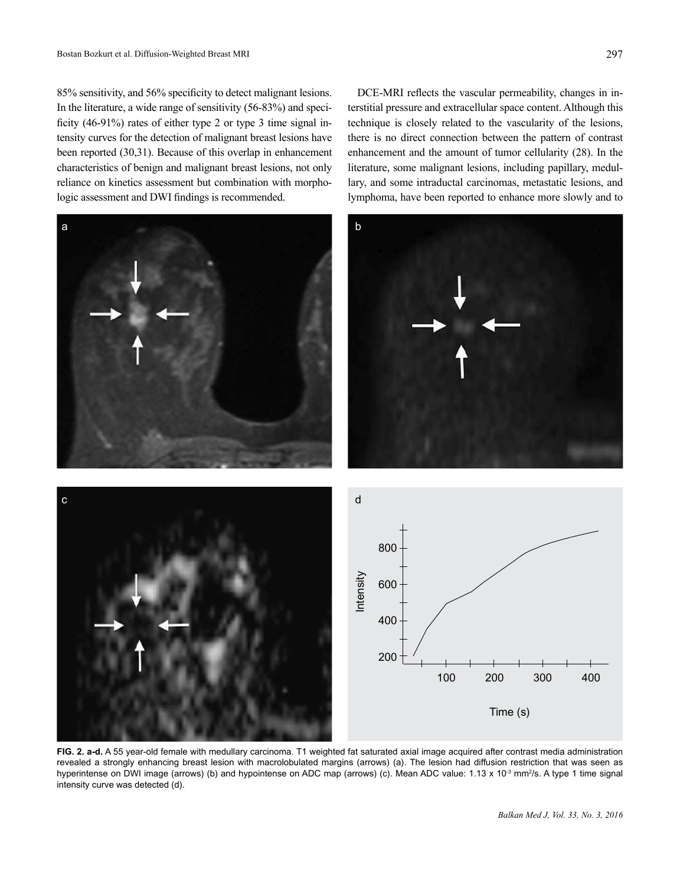85% sensitivity, and 56% specificity to detect malignant lesions. In the literature, a wide range of sensitivity (56-83%) and specificity (46-91%) rates of either type 2 or type 3 time signal intensity curves for the detection of malignant breast lesions have been reported (30,31). Because of this overlap in enhancement characteristics of benign and malignant breast lesions, not only reliance on kinetics assessment but combination with morphologic assessment and DWI findings is recommended.

DCE-MRI reflects the vascular permeability, changes in interstitial pressure and extracellular space content. Although this technique is closely related to the vascularity of the lesions, there is no direct connection between the pattern of contrast enhancement and the amount of tumor cellularity (28). In the literature, some malignant lesions, including papillary, medullary, and some intraductal carcinomas, metastatic lesions, and lymphoma, have been reported to enhance more slowly and to

**FIG. 2. a-d.** A 55 year-old female with medullary carcinoma. T1 weighted fat saturated axial image acquired after contrast media administration revealed a strongly enhancing breast lesion with macrolobulated margins (arrows) (a). The lesion had diffusion restriction that was seen as hyperintense on DWI image (arrows) (b) and hypointense on ADC map (arrows) (c). Mean ADC value: $1.13 \times 10^{-3}$ mm$^2$/s. A type 1 time signal intensity curve was detected (d).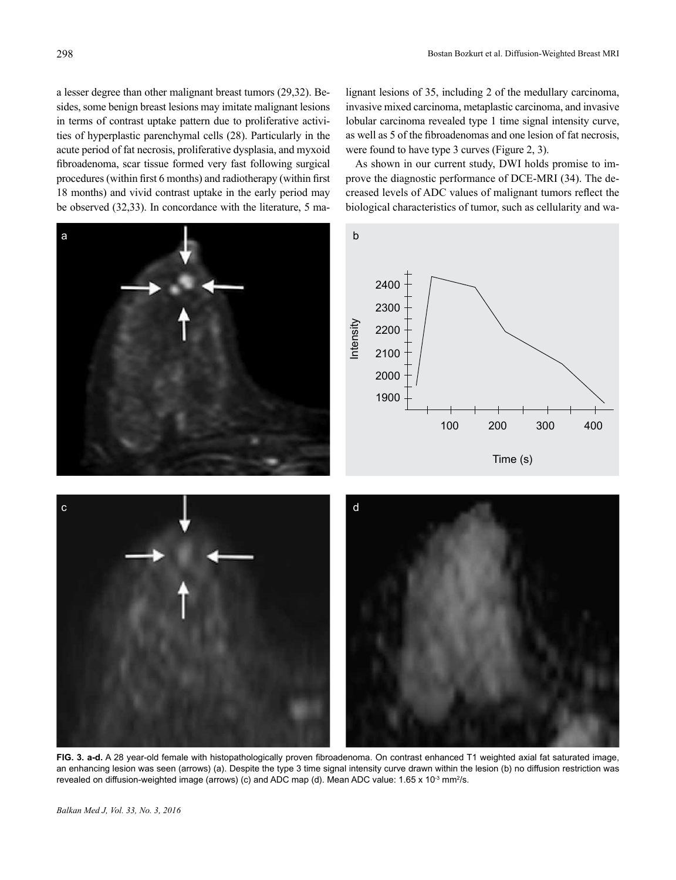a lesser degree than other malignant breast tumors (29,32). Besides, some benign breast lesions may imitate malignant lesions in terms of contrast uptake pattern due to proliferative activities of hyperplastic parenchymal cells (28). Particularly in the acute period of fat necrosis, proliferative dysplasia, and myxoid fibroadenoma, scar tissue formed very fast following surgical procedures (within first 6 months) and radiotherapy (within first 18 months) and vivid contrast uptake in the early period may be observed (32,33). In concordance with the literature, 5 malignant lesions of 35, including 2 of the medullary carcinoma, invasive mixed carcinoma, metaplastic carcinoma, and invasive lobular carcinoma revealed type 1 time signal intensity curve, as well as 5 of the fibroadenomas and one lesion of fat necrosis, were found to have type 3 curves (Figure 2, 3).

As shown in our current study, DWI holds promise to improve the diagnostic performance of DCE-MRI (34). The decreased levels of ADC values of malignant tumors reflect the biological characteristics of tumor, such as cellularity and wa-

**FIG. 3. a-d.** A 28 year-old female with histopathologically proven fibroadenoma. On contrast enhanced T1 weighted axial fat saturated image, an enhancing lesion was seen (arrows) (a). Despite the type 3 time signal intensity curve drawn within the lesion (b) no diffusion restriction was revealed on diffusion-weighted image (arrows) (c) and ADC map (d). Mean ADC value: $1.65 \times 10^{-3}$ $mm^2/s$.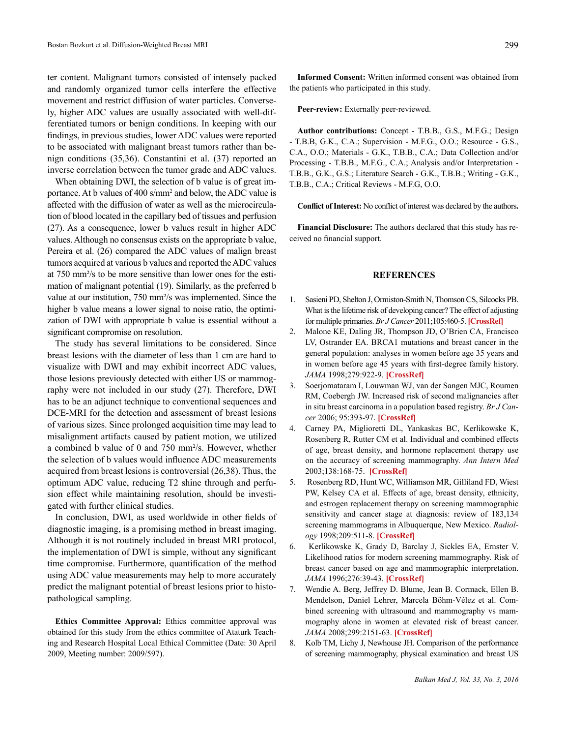ter content. Malignant tumors consisted of intensely packed and randomly organized tumor cells interfere the effective movement and restrict diffusion of water particles. Conversely, higher ADC values are usually associated with well-differentiated tumors or benign conditions. In keeping with our findings, in previous studies, lower ADC values were reported to be associated with malignant breast tumors rather than benign conditions (35,36). Constantini et al. (37) reported an inverse correlation between the tumor grade and ADC values.

When obtaining DWI, the selection of b value is of great importance. At b values of 400 s/mm² and below, the ADC value is affected with the diffusion of water as well as the microcirculation of blood located in the capillary bed of tissues and perfusion (27). As a consequence, lower b values result in higher ADC values. Although no consensus exists on the appropriate b value, Pereira et al. (26) compared the ADC values of malign breast tumors acquired at various b values and reported the ADC values at 750 mm²/s to be more sensitive than lower ones for the estimation of malignant potential (19). Similarly, as the preferred b value at our institution, 750 mm²/s was implemented. Since the higher b value means a lower signal to noise ratio, the optimization of DWI with appropriate b value is essential without a significant compromise on resolution.

The study has several limitations to be considered. Since breast lesions with the diameter of less than 1 cm are hard to visualize with DWI and may exhibit incorrect ADC values, those lesions previously detected with either US or mammography were not included in our study (27). Therefore, DWI has to be an adjunct technique to conventional sequences and DCE-MRI for the detection and assessment of breast lesions of various sizes. Since prolonged acquisition time may lead to misalignment artifacts caused by patient motion, we utilized a combined b value of 0 and 750 mm²/s. However, whether the selection of b values would influence ADC measurements acquired from breast lesions is controversial (26,38). Thus, the optimum ADC value, reducing T2 shine through and perfusion effect while maintaining resolution, should be investigated with further clinical studies.

In conclusion, DWI, as used worldwide in other fields of diagnostic imaging, is a promising method in breast imaging. Although it is not routinely included in breast MRI protocol, the implementation of DWI is simple, without any significant time compromise. Furthermore, quantification of the method using ADC value measurements may help to more accurately predict the malignant potential of breast lesions prior to histopathological sampling.

**Ethics Committee Approval:** Ethics committee approval was obtained for this study from the ethics committee of Ataturk Teaching and Research Hospital Local Ethical Committee (Date: 30 April 2009, Meeting number: 2009/597).

**Informed Consent:** Written informed consent was obtained from the patients who participated in this study.

**Peer-review:** Externally peer-reviewed.

**Author contributions:** Concept - T.B.B., G.S., M.F.G.; Design - T.B.B, G.K., C.A.; Supervision - M.F.G., O.O.; Resource - G.S., C.A., O.O.; Materials - G.K., T.B.B., C.A.; Data Collection and/or Processing - T.B.B., M.F.G., C.A.; Analysis and/or Interpretation - T.B.B., G.K., G.S.; Literature Search - G.K., T.B.B.; Writing - G.K., T.B.B., C.A.; Critical Reviews - M.F.G, O.O.

**Conflict of Interest:** No conflict of interest was declared by the authors**.**

**Financial Disclosure:** The authors declared that this study has received no financial support.

## REFERENCES

1. Sasieni PD, Shelton J, Ormiston-Smith N, Thomson CS, Silcocks PB. What is the lifetime risk of developing cancer? The effect of adjusting for multiple primaries. *Br J Cancer* 2011;105:460-5. **[CrossRef]**
2. Malone KE, Daling JR, Thompson JD, O'Brien CA, Francisco LV, Ostrander EA. BRCA1 mutations and breast cancer in the general population: analyses in women before age 35 years and in women before age 45 years with first-degree family history. *JAMA* 1998;279:922-9. **[CrossRef]**
3. Soerjomataram I, Louwman WJ, van der Sangen MJC, Roumen RM, Coebergh JW. Increased risk of second malignancies after in situ breast carcinoma in a population based registry. *Br J Cancer* 2006; 95:393-97. **[CrossRef]**
4. Carney PA, Miglioretti DL, Yankaskas BC, Kerlikowske K, Rosenberg R, Rutter CM et al. Individual and combined effects of age, breast density, and hormone replacement therapy use on the accuracy of screening mammography. *Ann Intern Med* 2003;138:168-75. **[CrossRef]**
5. Rosenberg RD, Hunt WC, Williamson MR, Gilliland FD, Wiest PW, Kelsey CA et al. Effects of age, breast density, ethnicity, and estrogen replacement therapy on screening mammographic sensitivity and cancer stage at diagnosis: review of 183,134 screening mammograms in Albuquerque, New Mexico. *Radiology* 1998;209:511-8. **[CrossRef]**
6. Kerlikowske K, Grady D, Barclay J, Sickles EA, Ernster V. Likelihood ratios for modern screening mammography. Risk of breast cancer based on age and mammographic interpretation. *JAMA* 1996;276:39-43. **[CrossRef]**
7. Wendie A. Berg, Jeffrey D. Blume, Jean B. Cormack, Ellen B. Mendelson, Daniel Lehrer, Marcela Böhm-Vélez et al. Combined screening with ultrasound and mammography vs mammography alone in women at elevated risk of breast cancer. *JAMA* 2008;299:2151-63. **[CrossRef]**
8. Kolb TM, Lichy J, Newhouse JH. Comparison of the performance of screening mammography, physical examination and breast US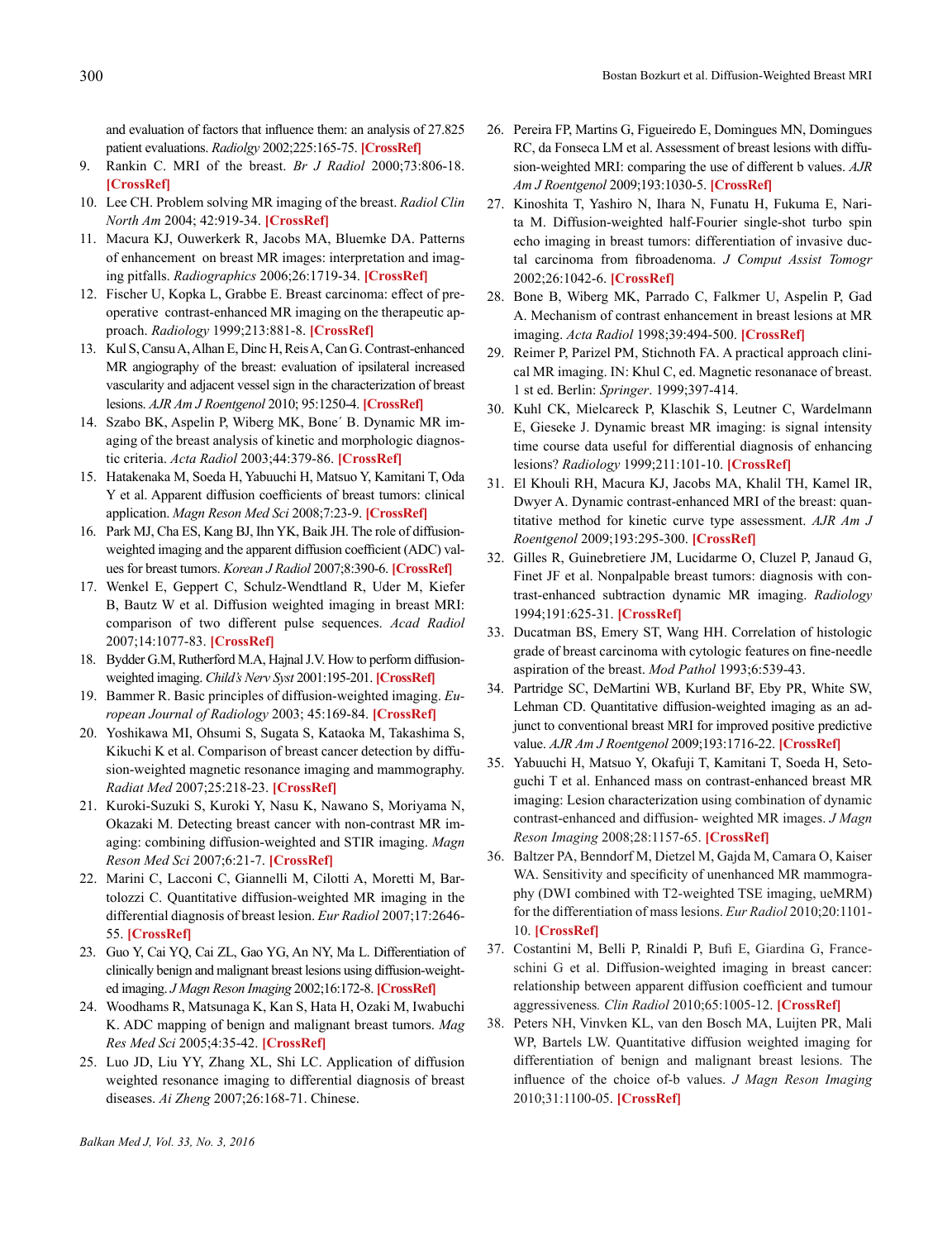and evaluation of factors that influence them: an analysis of 27.825 patient evaluations. *Radiolgy* 2002;225:165-75. **[CrossRef]**

9. Rankin C. MRI of the breast. *Br J Radiol* 2000;73:806-18. **[CrossRef]**
10. Lee CH. Problem solving MR imaging of the breast. *Radiol Clin North Am* 2004; 42:919-34. **[CrossRef]**
11. Macura KJ, Ouwerkerk R, Jacobs MA, Bluemke DA. Patterns of enhancement on breast MR images: interpretation and imaging pitfalls. *Radiographics* 2006;26:1719-34. **[CrossRef]**
12. Fischer U, Kopka L, Grabbe E. Breast carcinoma: effect of preoperative contrast-enhanced MR imaging on the therapeutic approach. *Radiology* 1999;213:881-8. **[CrossRef]**
13. Kul S, Cansu A, Alhan E, Dinc H, Reis A, Can G. Contrast-enhanced MR angiography of the breast: evaluation of ipsilateral increased vascularity and adjacent vessel sign in the characterization of breast lesions. *AJR Am J Roentgenol* 2010; 95:1250-4. **[CrossRef]**
14. Szabo BK, Aspelin P, Wiberg MK, Bone´ B. Dynamic MR imaging of the breast analysis of kinetic and morphologic diagnostic criteria. *Acta Radiol* 2003;44:379-86. **[CrossRef]**
15. Hatakenaka M, Soeda H, Yabuuchi H, Matsuo Y, Kamitani T, Oda Y et al. Apparent diffusion coefficients of breast tumors: clinical application. *Magn Reson Med Sci* 2008;7:23-9. **[CrossRef]**
16. Park MJ, Cha ES, Kang BJ, Ihn YK, Baik JH. The role of diffusion-weighted imaging and the apparent diffusion coefficient (ADC) values for breast tumors. *Korean J Radiol* 2007;8:390-6. **[CrossRef]**
17. Wenkel E, Geppert C, Schulz-Wendtland R, Uder M, Kiefer B, Bautz W et al. Diffusion weighted imaging in breast MRI: comparison of two different pulse sequences. *Acad Radiol* 2007;14:1077-83. **[CrossRef]**
18. Bydder G.M, Rutherford M.A, Hajnal J.V. How to perform diffusion-weighted imaging. *Child's Nerv Syst* 2001:195-201. **[CrossRef]**
19. Bammer R. Basic principles of diffusion-weighted imaging. *European Journal of Radiology* 2003; 45:169-84. **[CrossRef]**
20. Yoshikawa MI, Ohsumi S, Sugata S, Kataoka M, Takashima S, Kikuchi K et al. Comparison of breast cancer detection by diffusion-weighted magnetic resonance imaging and mammography. *Radiat Med* 2007;25:218-23. **[CrossRef]**
21. Kuroki-Suzuki S, Kuroki Y, Nasu K, Nawano S, Moriyama N, Okazaki M. Detecting breast cancer with non-contrast MR imaging: combining diffusion-weighted and STIR imaging. *Magn Reson Med Sci* 2007;6:21-7. **[CrossRef]**
22. Marini C, Lacconi C, Giannelli M, Cilotti A, Moretti M, Bartolozzi C. Quantitative diffusion-weighted MR imaging in the differential diagnosis of breast lesion. *Eur Radiol* 2007;17:2646-55. **[CrossRef]**
23. Guo Y, Cai YQ, Cai ZL, Gao YG, An NY, Ma L. Differentiation of clinically benign and malignant breast lesions using diffusion-weighted imaging. *J Magn Reson Imaging* 2002;16:172-8. **[CrossRef]**
24. Woodhams R, Matsunaga K, Kan S, Hata H, Ozaki M, Iwabuchi K. ADC mapping of benign and malignant breast tumors. *Mag Res Med Sci* 2005;4:35-42. **[CrossRef]**
25. Luo JD, Liu YY, Zhang XL, Shi LC. Application of diffusion weighted resonance imaging to differential diagnosis of breast diseases. *Ai Zheng* 2007;26:168-71. Chinese.
26. Pereira FP, Martins G, Figueiredo E, Domingues MN, Domingues RC, da Fonseca LM et al. Assessment of breast lesions with diffusion-weighted MRI: comparing the use of different b values. *AJR Am J Roentgenol* 2009;193:1030-5. **[CrossRef]**
27. Kinoshita T, Yashiro N, Ihara N, Funatu H, Fukuma E, Narita M. Diffusion-weighted half-Fourier single-shot turbo spin echo imaging in breast tumors: differentiation of invasive ductal carcinoma from fibroadenoma. *J Comput Assist Tomogr* 2002;26:1042-6. **[CrossRef]**
28. Bone B, Wiberg MK, Parrado C, Falkmer U, Aspelin P, Gad A. Mechanism of contrast enhancement in breast lesions at MR imaging. *Acta Radiol* 1998;39:494-500. **[CrossRef]**
29. Reimer P, Parizel PM, Stichnoth FA. A practical approach clinical MR imaging. IN: Khul C, ed. Magnetic resonanace of breast. 1 st ed. Berlin: *Springer*. 1999;397-414.
30. Kuhl CK, Mielcareck P, Klaschik S, Leutner C, Wardelmann E, Gieseke J. Dynamic breast MR imaging: is signal intensity time course data useful for differential diagnosis of enhancing lesions? *Radiology* 1999;211:101-10. **[CrossRef]**
31. El Khouli RH, Macura KJ, Jacobs MA, Khalil TH, Kamel IR, Dwyer A. Dynamic contrast-enhanced MRI of the breast: quantitative method for kinetic curve type assessment. *AJR Am J Roentgenol* 2009;193:295-300. **[CrossRef]**
32. Gilles R, Guinebretiere JM, Lucidarme O, Cluzel P, Janaud G, Finet JF et al. Nonpalpable breast tumors: diagnosis with contrast-enhanced subtraction dynamic MR imaging. *Radiology* 1994;191:625-31. **[CrossRef]**
33. Ducatman BS, Emery ST, Wang HH. Correlation of histologic grade of breast carcinoma with cytologic features on fine-needle aspiration of the breast. *Mod Pathol* 1993;6:539-43.
34. Partridge SC, DeMartini WB, Kurland BF, Eby PR, White SW, Lehman CD. Quantitative diffusion-weighted imaging as an adjunct to conventional breast MRI for improved positive predictive value. *AJR Am J Roentgenol* 2009;193:1716-22. **[CrossRef]**
35. Yabuuchi H, Matsuo Y, Okafuji T, Kamitani T, Soeda H, Setoguchi T et al. Enhanced mass on contrast-enhanced breast MR imaging: Lesion characterization using combination of dynamic contrast-enhanced and diffusion- weighted MR images. *J Magn Reson Imaging* 2008;28:1157-65. **[CrossRef]**
36. Baltzer PA, Benndorf M, Dietzel M, Gajda M, Camara O, Kaiser WA. Sensitivity and specificity of unenhanced MR mammography (DWI combined with T2-weighted TSE imaging, ueMRM) for the differentiation of mass lesions. *Eur Radiol* 2010;20:1101-10. **[CrossRef]**
37. Costantini M, Belli P, Rinaldi P, Bufi E, Giardina G, Franceschini G et al. Diffusion-weighted imaging in breast cancer: relationship between apparent diffusion coefficient and tumour aggressiveness. *Clin Radiol* 2010;65:1005-12. **[CrossRef]**
38. Peters NH, Vinvken KL, van den Bosch MA, Luijten PR, Mali WP, Bartels LW. Quantitative diffusion weighted imaging for differentiation of benign and malignant breast lesions. The influence of the choice of-b values. *J Magn Reson Imaging* 2010;31:1100-05. **[CrossRef]**